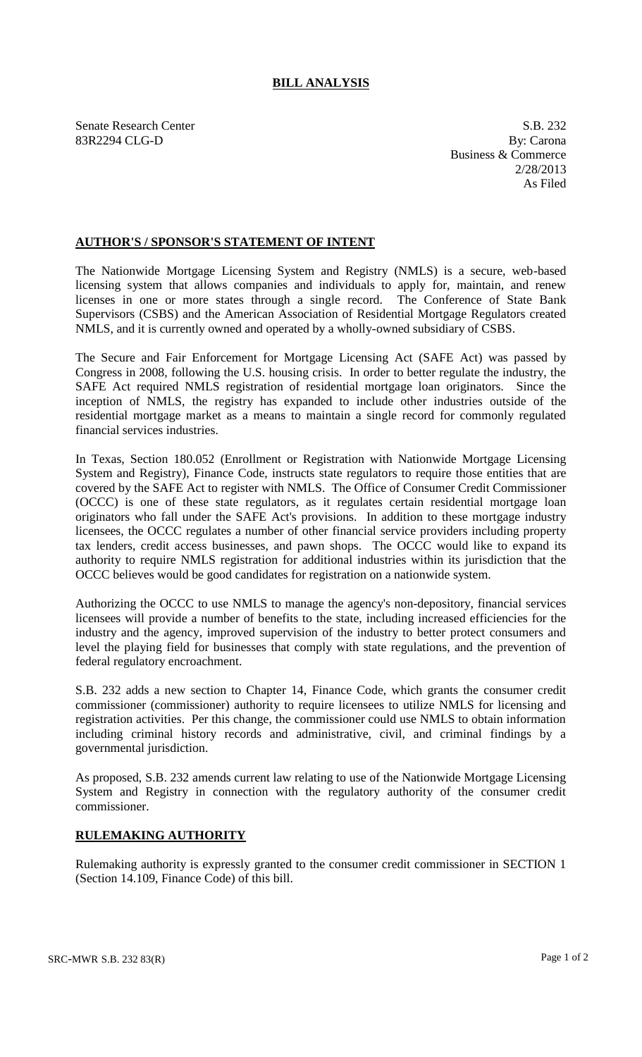# BILL ANALYSIS

Senate Research Center
83R2294 CLG-D

S.B. 232
By: Carona
Business & Commerce
2/28/2013
As Filed

## AUTHOR'S / SPONSOR'S STATEMENT OF INTENT

The Nationwide Mortgage Licensing System and Registry (NMLS) is a secure, web-based licensing system that allows companies and individuals to apply for, maintain, and renew licenses in one or more states through a single record. The Conference of State Bank Supervisors (CSBS) and the American Association of Residential Mortgage Regulators created NMLS, and it is currently owned and operated by a wholly-owned subsidiary of CSBS.

The Secure and Fair Enforcement for Mortgage Licensing Act (SAFE Act) was passed by Congress in 2008, following the U.S. housing crisis. In order to better regulate the industry, the SAFE Act required NMLS registration of residential mortgage loan originators. Since the inception of NMLS, the registry has expanded to include other industries outside of the residential mortgage market as a means to maintain a single record for commonly regulated financial services industries.

In Texas, Section 180.052 (Enrollment or Registration with Nationwide Mortgage Licensing System and Registry), Finance Code, instructs state regulators to require those entities that are covered by the SAFE Act to register with NMLS. The Office of Consumer Credit Commissioner (OCCC) is one of these state regulators, as it regulates certain residential mortgage loan originators who fall under the SAFE Act's provisions. In addition to these mortgage industry licensees, the OCCC regulates a number of other financial service providers including property tax lenders, credit access businesses, and pawn shops. The OCCC would like to expand its authority to require NMLS registration for additional industries within its jurisdiction that the OCCC believes would be good candidates for registration on a nationwide system.

Authorizing the OCCC to use NMLS to manage the agency's non-depository, financial services licensees will provide a number of benefits to the state, including increased efficiencies for the industry and the agency, improved supervision of the industry to better protect consumers and level the playing field for businesses that comply with state regulations, and the prevention of federal regulatory encroachment.

S.B. 232 adds a new section to Chapter 14, Finance Code, which grants the consumer credit commissioner (commissioner) authority to require licensees to utilize NMLS for licensing and registration activities. Per this change, the commissioner could use NMLS to obtain information including criminal history records and administrative, civil, and criminal findings by a governmental jurisdiction.

As proposed, S.B. 232 amends current law relating to use of the Nationwide Mortgage Licensing System and Registry in connection with the regulatory authority of the consumer credit commissioner.

## RULEMAKING AUTHORITY

Rulemaking authority is expressly granted to the consumer credit commissioner in SECTION 1 (Section 14.109, Finance Code) of this bill.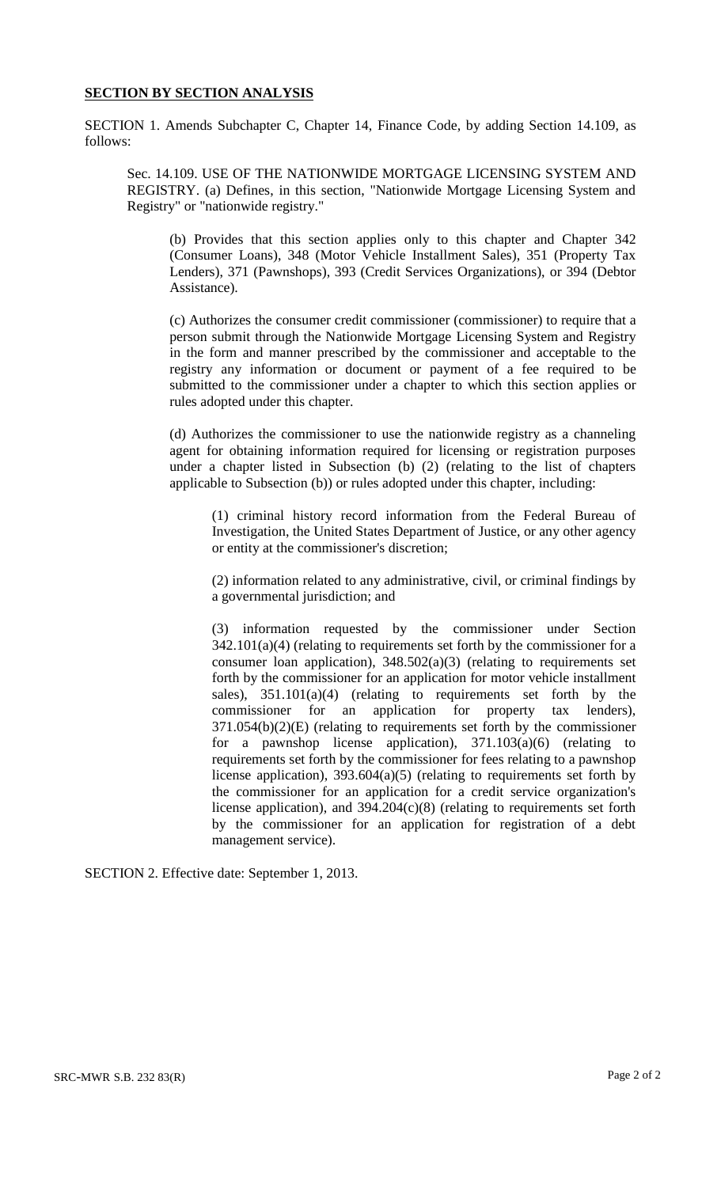## **SECTION BY SECTION ANALYSIS**

SECTION 1. Amends Subchapter C, Chapter 14, Finance Code, by adding Section 14.109, as follows:

Sec. 14.109. USE OF THE NATIONWIDE MORTGAGE LICENSING SYSTEM AND REGISTRY. (a) Defines, in this section, "Nationwide Mortgage Licensing System and Registry" or "nationwide registry."

(b) Provides that this section applies only to this chapter and Chapter 342 (Consumer Loans), 348 (Motor Vehicle Installment Sales), 351 (Property Tax Lenders), 371 (Pawnshops), 393 (Credit Services Organizations), or 394 (Debtor Assistance).

(c) Authorizes the consumer credit commissioner (commissioner) to require that a person submit through the Nationwide Mortgage Licensing System and Registry in the form and manner prescribed by the commissioner and acceptable to the registry any information or document or payment of a fee required to be submitted to the commissioner under a chapter to which this section applies or rules adopted under this chapter.

(d) Authorizes the commissioner to use the nationwide registry as a channeling agent for obtaining information required for licensing or registration purposes under a chapter listed in Subsection (b) (2) (relating to the list of chapters applicable to Subsection (b)) or rules adopted under this chapter, including:

(1) criminal history record information from the Federal Bureau of Investigation, the United States Department of Justice, or any other agency or entity at the commissioner's discretion;

(2) information related to any administrative, civil, or criminal findings by a governmental jurisdiction; and

(3) information requested by the commissioner under Section 342.101(a)(4) (relating to requirements set forth by the commissioner for a consumer loan application), 348.502(a)(3) (relating to requirements set forth by the commissioner for an application for motor vehicle installment sales), 351.101(a)(4) (relating to requirements set forth by the commissioner for an application for property tax lenders), 371.054(b)(2)(E) (relating to requirements set forth by the commissioner for a pawnshop license application), 371.103(a)(6) (relating to requirements set forth by the commissioner for fees relating to a pawnshop license application), 393.604(a)(5) (relating to requirements set forth by the commissioner for an application for a credit service organization's license application), and 394.204(c)(8) (relating to requirements set forth by the commissioner for an application for registration of a debt management service).

SECTION 2. Effective date: September 1, 2013.